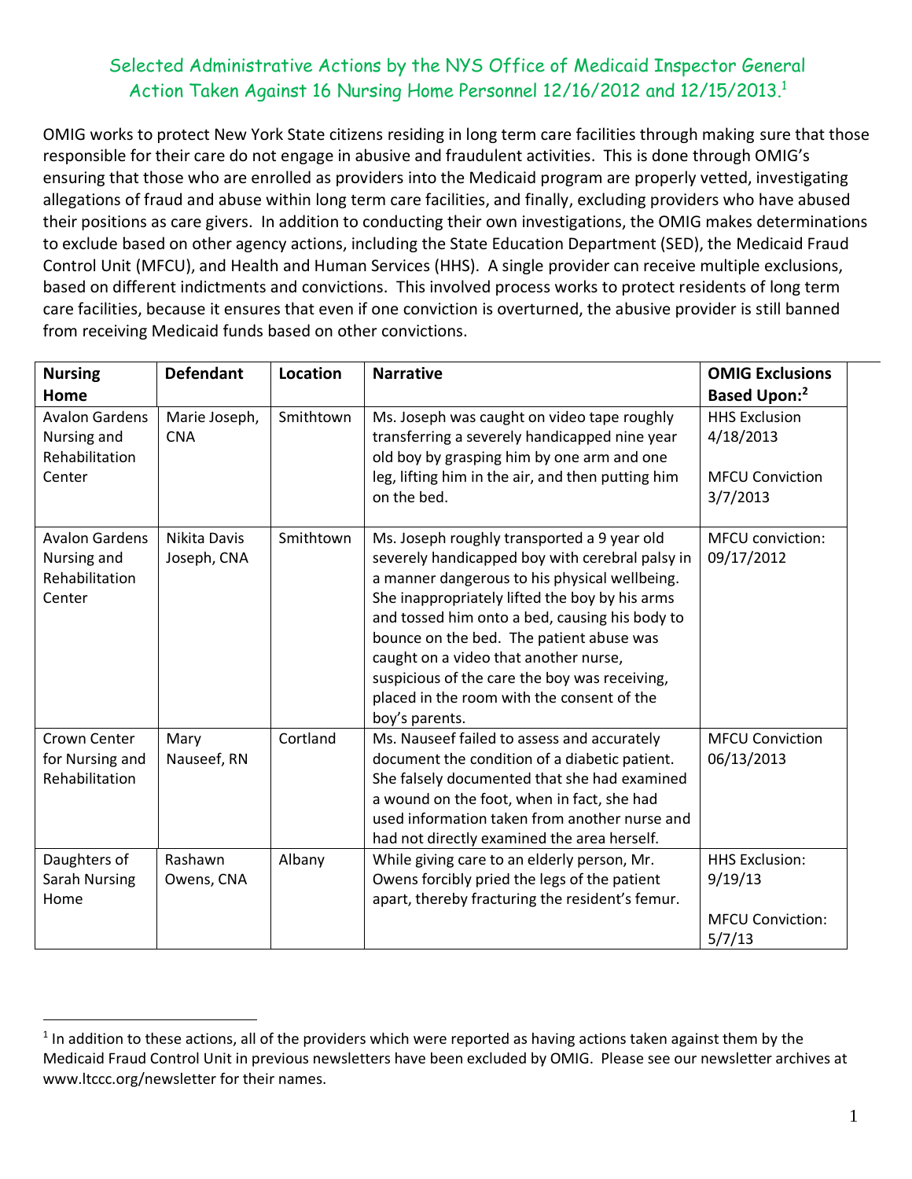# Selected Administrative Actions by the NYS Office of Medicaid Inspector General Action Taken Against 16 Nursing Home Personnel 12/16/2012 and 12/15/2013.[1]

OMIG works to protect New York State citizens residing in long term care facilities through making sure that those responsible for their care do not engage in abusive and fraudulent activities. This is done through OMIG's ensuring that those who are enrolled as providers into the Medicaid program are properly vetted, investigating allegations of fraud and abuse within long term care facilities, and finally, excluding providers who have abused their positions as care givers. In addition to conducting their own investigations, the OMIG makes determinations to exclude based on other agency actions, including the State Education Department (SED), the Medicaid Fraud Control Unit (MFCU), and Health and Human Services (HHS). A single provider can receive multiple exclusions, based on different indictments and convictions. This involved process works to protect residents of long term care facilities, because it ensures that even if one conviction is overturned, the abusive provider is still banned from receiving Medicaid funds based on other convictions.

| Nursing Home | Defendant | Location | Narrative | OMIG Exclusions Based Upon:[2] |
|---|---|---|---|---|
| Avalon Gardens Nursing and Rehabilitation Center | Marie Joseph, CNA | Smithtown | Ms. Joseph was caught on video tape roughly transferring a severely handicapped nine year old boy by grasping him by one arm and one leg, lifting him in the air, and then putting him on the bed. | HHS Exclusion 4/18/2013<br><br>MFCU Conviction 3/7/2013 |
| Avalon Gardens Nursing and Rehabilitation Center | Nikita Davis Joseph, CNA | Smithtown | Ms. Joseph roughly transported a 9 year old severely handicapped boy with cerebral palsy in a manner dangerous to his physical wellbeing. She inappropriately lifted the boy by his arms and tossed him onto a bed, causing his body to bounce on the bed. The patient abuse was caught on a video that another nurse, suspicious of the care the boy was receiving, placed in the room with the consent of the boy's parents. | MFCU conviction: 09/17/2012 |
| Crown Center for Nursing and Rehabilitation | Mary Nauseef, RN | Cortland | Ms. Nauseef failed to assess and accurately document the condition of a diabetic patient. She falsely documented that she had examined a wound on the foot, when in fact, she had used information taken from another nurse and had not directly examined the area herself. | MFCU Conviction 06/13/2013 |
| Daughters of Sarah Nursing Home | Rashawn Owens, CNA | Albany | While giving care to an elderly person, Mr. Owens forcibly pried the legs of the patient apart, thereby fracturing the resident's femur. | HHS Exclusion: 9/19/13<br><br>MFCU Conviction: 5/7/13 |

[1] In addition to these actions, all of the providers which were reported as having actions taken against them by the Medicaid Fraud Control Unit in previous newsletters have been excluded by OMIG. Please see our newsletter archives at www.ltccc.org/newsletter for their names.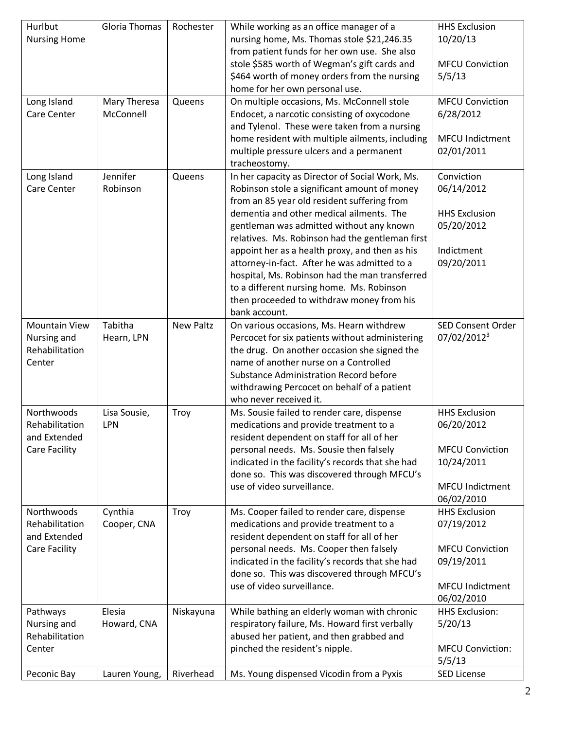| Hurlbut Nursing Home | Gloria Thomas | Rochester | While working as an office manager of a nursing home, Ms. Thomas stole $21,246.35 from patient funds for her own use. She also stole $585 worth of Wegman's gift cards and $464 worth of money orders from the nursing home for her own personal use. | HHS Exclusion 10/20/13<br><br>MFCU Conviction 5/5/13 |
|---|---|---|---|---|
| Long Island Care Center | Mary Theresa McConnell | Queens | On multiple occasions, Ms. McConnell stole Endocet, a narcotic consisting of oxycodone and Tylenol. These were taken from a nursing home resident with multiple ailments, including multiple pressure ulcers and a permanent tracheostomy. | MFCU Conviction 6/28/2012<br><br>MFCU Indictment 02/01/2011 |
| Long Island Care Center | Jennifer Robinson | Queens | In her capacity as Director of Social Work, Ms. Robinson stole a significant amount of money from an 85 year old resident suffering from dementia and other medical ailments. The gentleman was admitted without any known relatives. Ms. Robinson had the gentleman first appoint her as a health proxy, and then as his attorney-in-fact. After he was admitted to a hospital, Ms. Robinson had the man transferred to a different nursing home. Ms. Robinson then proceeded to withdraw money from his bank account. | Conviction 06/14/2012<br><br>HHS Exclusion 05/20/2012<br><br>Indictment 09/20/2011 |
| Mountain View Nursing and Rehabilitation Center | Tabitha Hearn, LPN | New Paltz | On various occasions, Ms. Hearn withdrew Percocet for six patients without administering the drug. On another occasion she signed the name of another nurse on a Controlled Substance Administration Record before withdrawing Percocet on behalf of a patient who never received it. | SED Consent Order 07/02/2012[3] |
| Northwoods Rehabilitation and Extended Care Facility | Lisa Sousie, LPN | Troy | Ms. Sousie failed to render care, dispense medications and provide treatment to a resident dependent on staff for all of her personal needs. Ms. Sousie then falsely indicated in the facility's records that she had done so. This was discovered through MFCU's use of video surveillance. | HHS Exclusion 06/20/2012<br><br>MFCU Conviction 10/24/2011<br><br>MFCU Indictment 06/02/2010 |
| Northwoods Rehabilitation and Extended Care Facility | Cynthia Cooper, CNA | Troy | Ms. Cooper failed to render care, dispense medications and provide treatment to a resident dependent on staff for all of her personal needs. Ms. Cooper then falsely indicated in the facility's records that she had done so. This was discovered through MFCU's use of video surveillance. | HHS Exclusion 07/19/2012<br><br>MFCU Conviction 09/19/2011<br><br>MFCU Indictment 06/02/2010 |
| Pathways Nursing and Rehabilitation Center | Elesia Howard, CNA | Niskayuna | While bathing an elderly woman with chronic respiratory failure, Ms. Howard first verbally abused her patient, and then grabbed and pinched the resident's nipple. | HHS Exclusion: 5/20/13<br><br>MFCU Conviction: 5/5/13 |
| Peconic Bay | Lauren Young, | Riverhead | Ms. Young dispensed Vicodin from a Pyxis | SED License |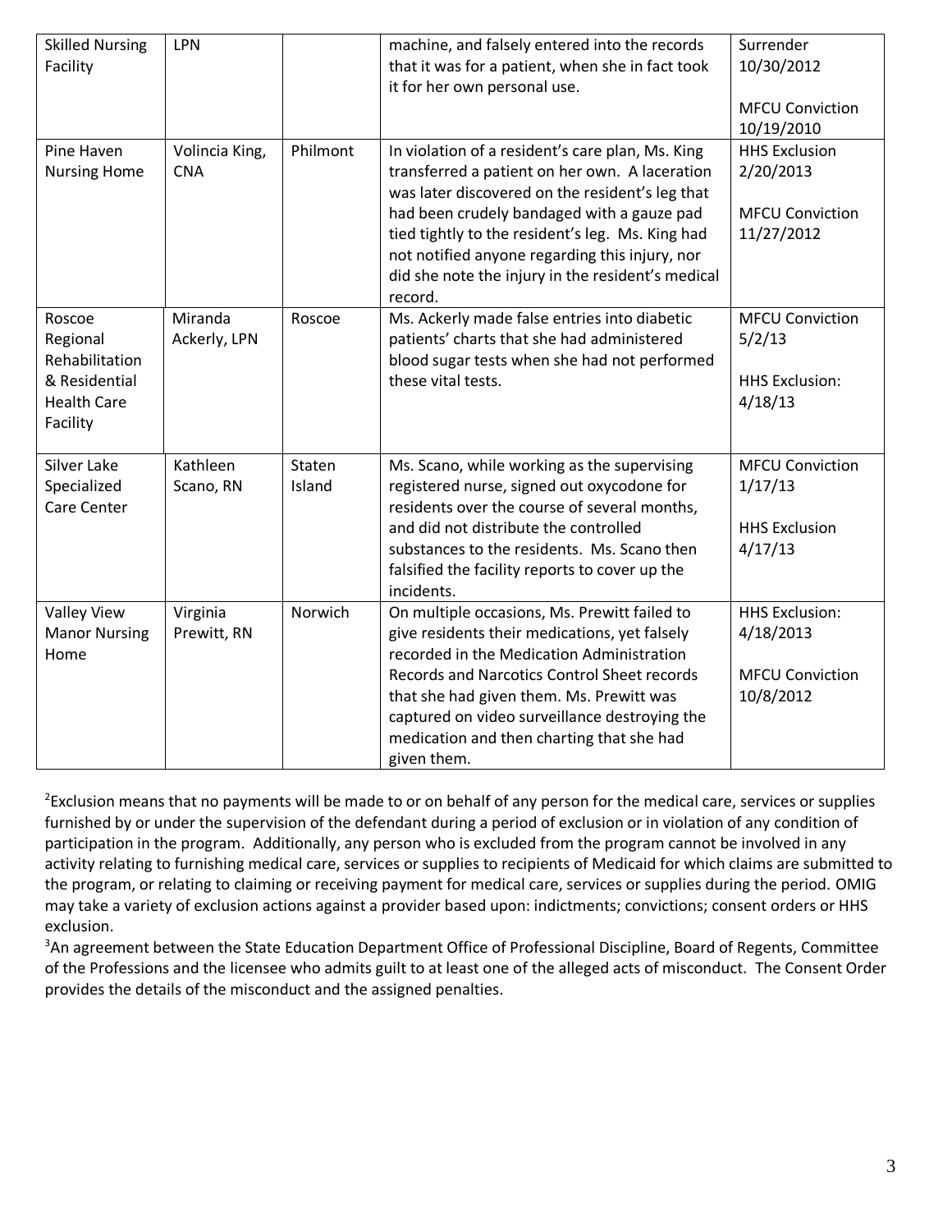| | | | | |
|---|---|---|---|---|
| Skilled Nursing Facility | LPN | | machine, and falsely entered into the records that it was for a patient, when she in fact took it for her own personal use. | Surrender 10/30/2012<br><br>MFCU Conviction 10/19/2010 |
| Pine Haven Nursing Home | Volincia King, CNA | Philmont | In violation of a resident's care plan, Ms. King transferred a patient on her own. A laceration was later discovered on the resident's leg that had been crudely bandaged with a gauze pad tied tightly to the resident's leg. Ms. King had not notified anyone regarding this injury, nor did she note the injury in the resident's medical record. | HHS Exclusion 2/20/2013<br><br>MFCU Conviction 11/27/2012 |
| Roscoe Regional Rehabilitation & Residential Health Care Facility | Miranda Ackerly, LPN | Roscoe | Ms. Ackerly made false entries into diabetic patients' charts that she had administered blood sugar tests when she had not performed these vital tests. | MFCU Conviction 5/2/13<br><br>HHS Exclusion: 4/18/13 |
| Silver Lake Specialized Care Center | Kathleen Scano, RN | Staten Island | Ms. Scano, while working as the supervising registered nurse, signed out oxycodone for residents over the course of several months, and did not distribute the controlled substances to the residents. Ms. Scano then falsified the facility reports to cover up the incidents. | MFCU Conviction 1/17/13<br><br>HHS Exclusion 4/17/13 |
| Valley View Manor Nursing Home | Virginia Prewitt, RN | Norwich | On multiple occasions, Ms. Prewitt failed to give residents their medications, yet falsely recorded in the Medication Administration Records and Narcotics Control Sheet records that she had given them. Ms. Prewitt was captured on video surveillance destroying the medication and then charting that she had given them. | HHS Exclusion: 4/18/2013<br><br>MFCU Conviction 10/8/2012 |

[2]Exclusion means that no payments will be made to or on behalf of any person for the medical care, services or supplies furnished by or under the supervision of the defendant during a period of exclusion or in violation of any condition of participation in the program. Additionally, any person who is excluded from the program cannot be involved in any activity relating to furnishing medical care, services or supplies to recipients of Medicaid for which claims are submitted to the program, or relating to claiming or receiving payment for medical care, services or supplies during the period. OMIG may take a variety of exclusion actions against a provider based upon: indictments; convictions; consent orders or HHS exclusion.

[3]An agreement between the State Education Department Office of Professional Discipline, Board of Regents, Committee of the Professions and the licensee who admits guilt to at least one of the alleged acts of misconduct. The Consent Order provides the details of the misconduct and the assigned penalties.